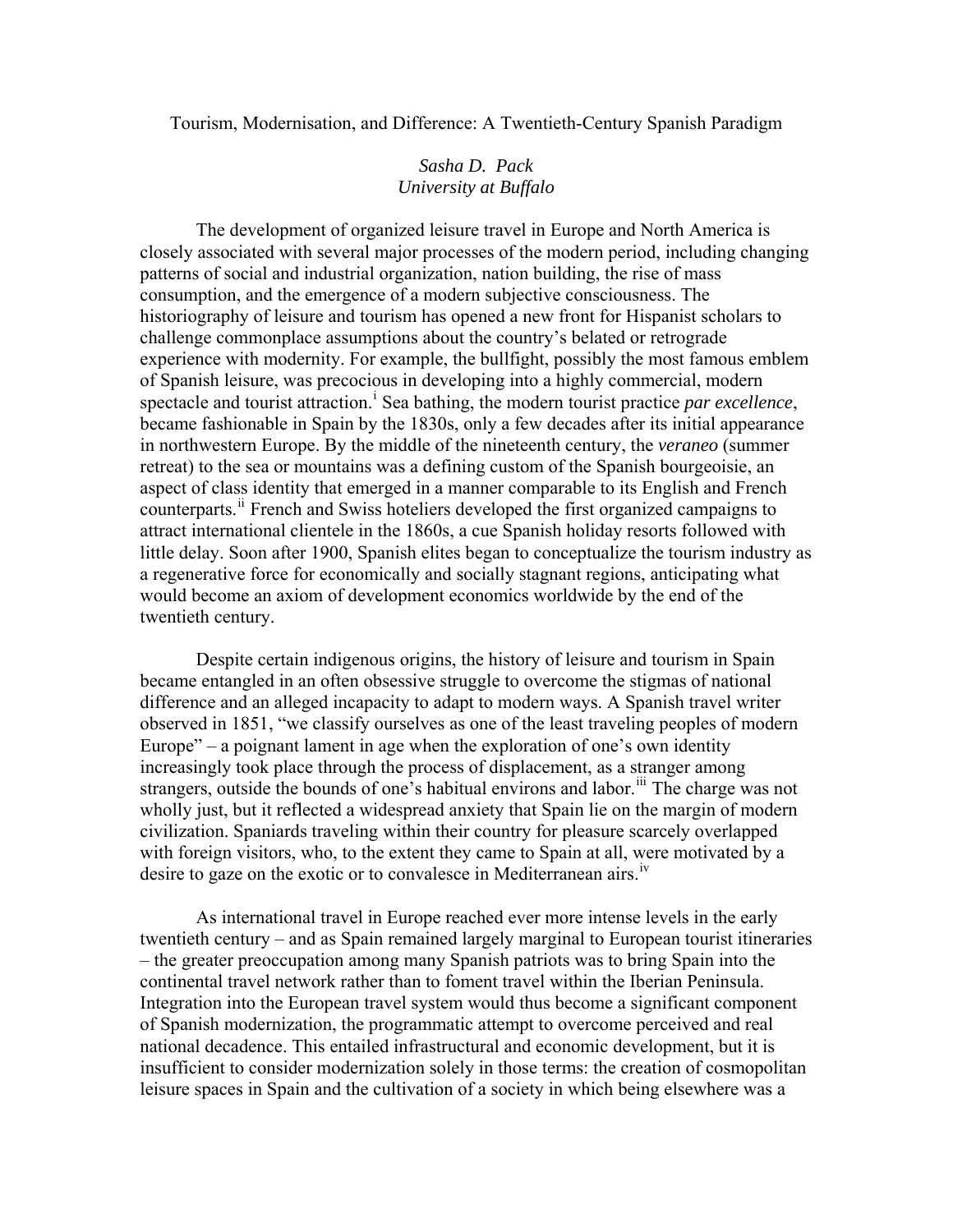# Tourism, Modernisation, and Difference: A Twentieth-Century Spanish Paradigm

*Sasha D. Pack*
*University at Buffalo*

The development of organized leisure travel in Europe and North America is closely associated with several major processes of the modern period, including changing patterns of social and industrial organization, nation building, the rise of mass consumption, and the emergence of a modern subjective consciousness. The historiography of leisure and tourism has opened a new front for Hispanist scholars to challenge commonplace assumptions about the country's belated or retrograde experience with modernity. For example, the bullfight, possibly the most famous emblem of Spanish leisure, was precocious in developing into a highly commercial, modern spectacle and tourist attraction.[i] Sea bathing, the modern tourist practice *par excellence*, became fashionable in Spain by the 1830s, only a few decades after its initial appearance in northwestern Europe. By the middle of the nineteenth century, the *veraneo* (summer retreat) to the sea or mountains was a defining custom of the Spanish bourgeoisie, an aspect of class identity that emerged in a manner comparable to its English and French counterparts.[ii] French and Swiss hoteliers developed the first organized campaigns to attract international clientele in the 1860s, a cue Spanish holiday resorts followed with little delay. Soon after 1900, Spanish elites began to conceptualize the tourism industry as a regenerative force for economically and socially stagnant regions, anticipating what would become an axiom of development economics worldwide by the end of the twentieth century.

Despite certain indigenous origins, the history of leisure and tourism in Spain became entangled in an often obsessive struggle to overcome the stigmas of national difference and an alleged incapacity to adapt to modern ways. A Spanish travel writer observed in 1851, "we classify ourselves as one of the least traveling peoples of modern Europe" – a poignant lament in age when the exploration of one's own identity increasingly took place through the process of displacement, as a stranger among strangers, outside the bounds of one's habitual environs and labor.[iii] The charge was not wholly just, but it reflected a widespread anxiety that Spain lie on the margin of modern civilization. Spaniards traveling within their country for pleasure scarcely overlapped with foreign visitors, who, to the extent they came to Spain at all, were motivated by a desire to gaze on the exotic or to convalesce in Mediterranean airs.[iv]

As international travel in Europe reached ever more intense levels in the early twentieth century – and as Spain remained largely marginal to European tourist itineraries – the greater preoccupation among many Spanish patriots was to bring Spain into the continental travel network rather than to foment travel within the Iberian Peninsula. Integration into the European travel system would thus become a significant component of Spanish modernization, the programmatic attempt to overcome perceived and real national decadence. This entailed infrastructural and economic development, but it is insufficient to consider modernization solely in those terms: the creation of cosmopolitan leisure spaces in Spain and the cultivation of a society in which being elsewhere was a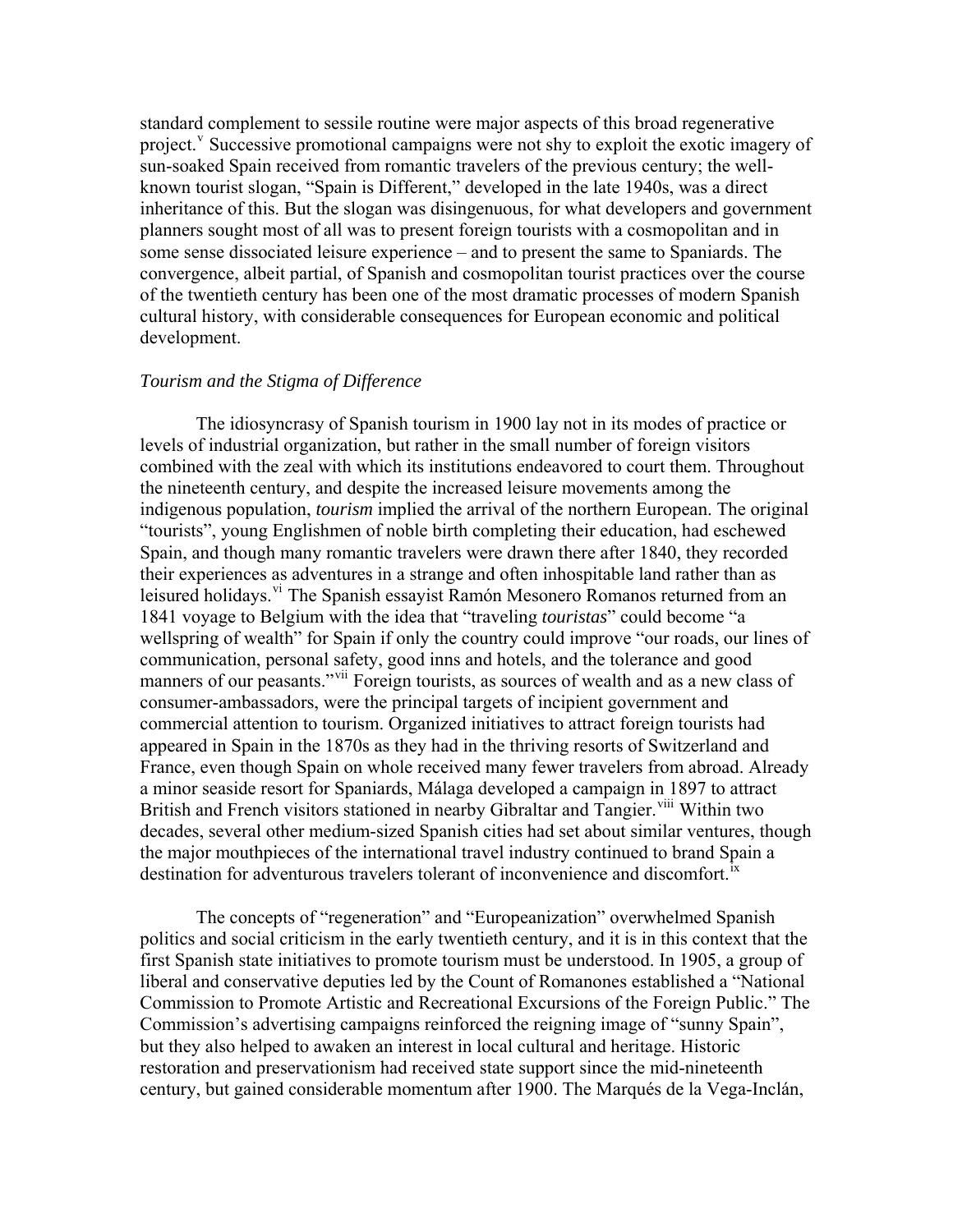standard complement to sessile routine were major aspects of this broad regenerative project.[v] Successive promotional campaigns were not shy to exploit the exotic imagery of sun-soaked Spain received from romantic travelers of the previous century; the well-known tourist slogan, "Spain is Different," developed in the late 1940s, was a direct inheritance of this. But the slogan was disingenuous, for what developers and government planners sought most of all was to present foreign tourists with a cosmopolitan and in some sense dissociated leisure experience – and to present the same to Spaniards. The convergence, albeit partial, of Spanish and cosmopolitan tourist practices over the course of the twentieth century has been one of the most dramatic processes of modern Spanish cultural history, with considerable consequences for European economic and political development.

*Tourism and the Stigma of Difference*

The idiosyncrasy of Spanish tourism in 1900 lay not in its modes of practice or levels of industrial organization, but rather in the small number of foreign visitors combined with the zeal with which its institutions endeavored to court them. Throughout the nineteenth century, and despite the increased leisure movements among the indigenous population, *tourism* implied the arrival of the northern European. The original "tourists", young Englishmen of noble birth completing their education, had eschewed Spain, and though many romantic travelers were drawn there after 1840, they recorded their experiences as adventures in a strange and often inhospitable land rather than as leisured holidays.[vi] The Spanish essayist Ramón Mesonero Romanos returned from an 1841 voyage to Belgium with the idea that "traveling *touristas*" could become "a wellspring of wealth" for Spain if only the country could improve "our roads, our lines of communication, personal safety, good inns and hotels, and the tolerance and good manners of our peasants."[vii] Foreign tourists, as sources of wealth and as a new class of consumer-ambassadors, were the principal targets of incipient government and commercial attention to tourism. Organized initiatives to attract foreign tourists had appeared in Spain in the 1870s as they had in the thriving resorts of Switzerland and France, even though Spain on whole received many fewer travelers from abroad. Already a minor seaside resort for Spaniards, Málaga developed a campaign in 1897 to attract British and French visitors stationed in nearby Gibraltar and Tangier.[viii] Within two decades, several other medium-sized Spanish cities had set about similar ventures, though the major mouthpieces of the international travel industry continued to brand Spain a destination for adventurous travelers tolerant of inconvenience and discomfort.[ix]

The concepts of "regeneration" and "Europeanization" overwhelmed Spanish politics and social criticism in the early twentieth century, and it is in this context that the first Spanish state initiatives to promote tourism must be understood. In 1905, a group of liberal and conservative deputies led by the Count of Romanones established a "National Commission to Promote Artistic and Recreational Excursions of the Foreign Public." The Commission's advertising campaigns reinforced the reigning image of "sunny Spain", but they also helped to awaken an interest in local cultural and heritage. Historic restoration and preservationism had received state support since the mid-nineteenth century, but gained considerable momentum after 1900. The Marqués de la Vega-Inclán,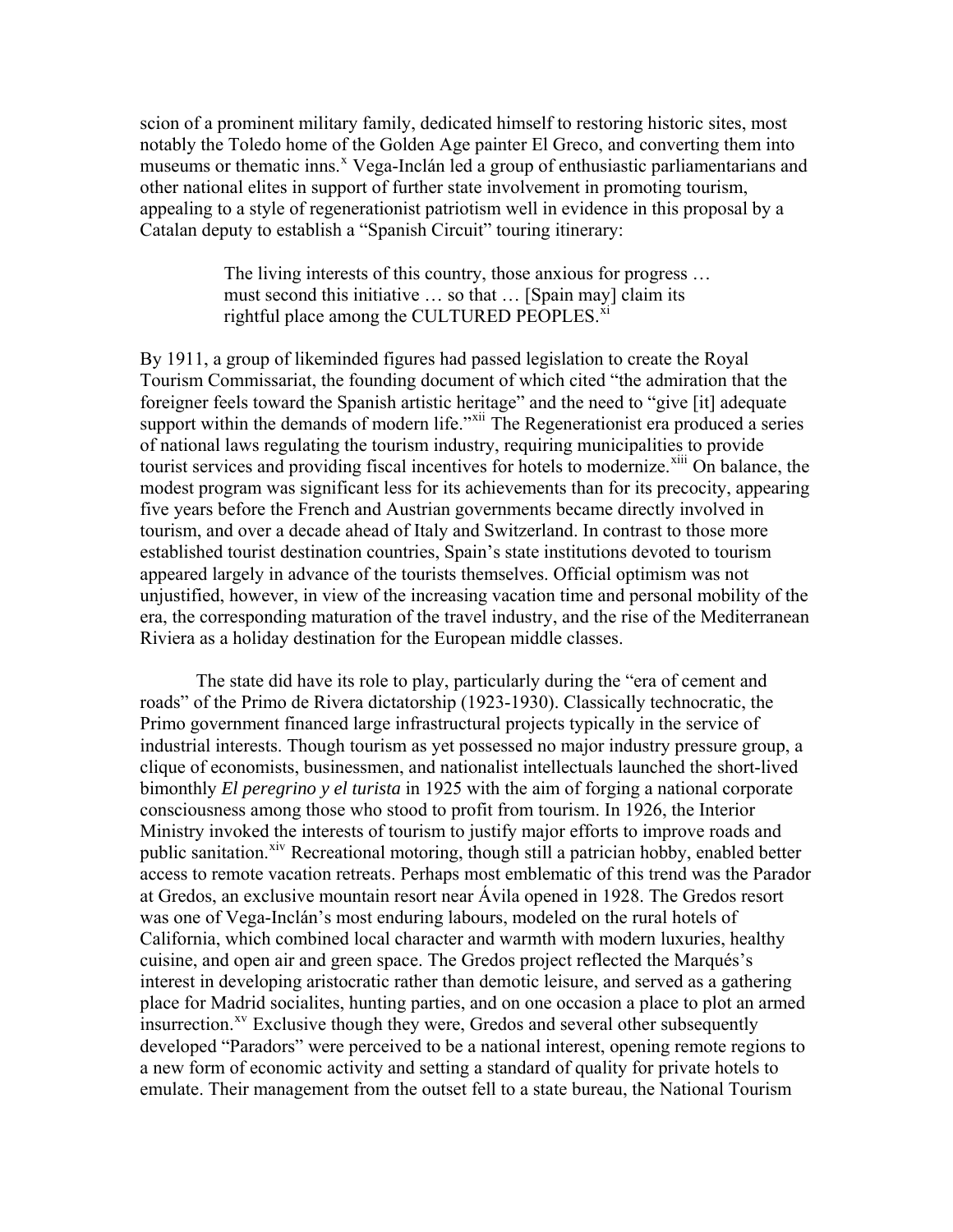scion of a prominent military family, dedicated himself to restoring historic sites, most notably the Toledo home of the Golden Age painter El Greco, and converting them into museums or thematic inns.[x] Vega-Inclán led a group of enthusiastic parliamentarians and other national elites in support of further state involvement in promoting tourism, appealing to a style of regenerationist patriotism well in evidence in this proposal by a Catalan deputy to establish a "Spanish Circuit" touring itinerary:

> The living interests of this country, those anxious for progress … must second this initiative … so that … [Spain may] claim its rightful place among the CULTURED PEOPLES.[xi]

By 1911, a group of likeminded figures had passed legislation to create the Royal Tourism Commissariat, the founding document of which cited "the admiration that the foreigner feels toward the Spanish artistic heritage" and the need to "give [it] adequate support within the demands of modern life."[xii] The Regenerationist era produced a series of national laws regulating the tourism industry, requiring municipalities to provide tourist services and providing fiscal incentives for hotels to modernize.[xiii] On balance, the modest program was significant less for its achievements than for its precocity, appearing five years before the French and Austrian governments became directly involved in tourism, and over a decade ahead of Italy and Switzerland. In contrast to those more established tourist destination countries, Spain's state institutions devoted to tourism appeared largely in advance of the tourists themselves. Official optimism was not unjustified, however, in view of the increasing vacation time and personal mobility of the era, the corresponding maturation of the travel industry, and the rise of the Mediterranean Riviera as a holiday destination for the European middle classes.

The state did have its role to play, particularly during the "era of cement and roads" of the Primo de Rivera dictatorship (1923-1930). Classically technocratic, the Primo government financed large infrastructural projects typically in the service of industrial interests. Though tourism as yet possessed no major industry pressure group, a clique of economists, businessmen, and nationalist intellectuals launched the short-lived bimonthly *El peregrino y el turista* in 1925 with the aim of forging a national corporate consciousness among those who stood to profit from tourism. In 1926, the Interior Ministry invoked the interests of tourism to justify major efforts to improve roads and public sanitation.[xiv] Recreational motoring, though still a patrician hobby, enabled better access to remote vacation retreats. Perhaps most emblematic of this trend was the Parador at Gredos, an exclusive mountain resort near Ávila opened in 1928. The Gredos resort was one of Vega-Inclán's most enduring labours, modeled on the rural hotels of California, which combined local character and warmth with modern luxuries, healthy cuisine, and open air and green space. The Gredos project reflected the Marqués's interest in developing aristocratic rather than demotic leisure, and served as a gathering place for Madrid socialites, hunting parties, and on one occasion a place to plot an armed insurrection.[xv] Exclusive though they were, Gredos and several other subsequently developed "Paradors" were perceived to be a national interest, opening remote regions to a new form of economic activity and setting a standard of quality for private hotels to emulate. Their management from the outset fell to a state bureau, the National Tourism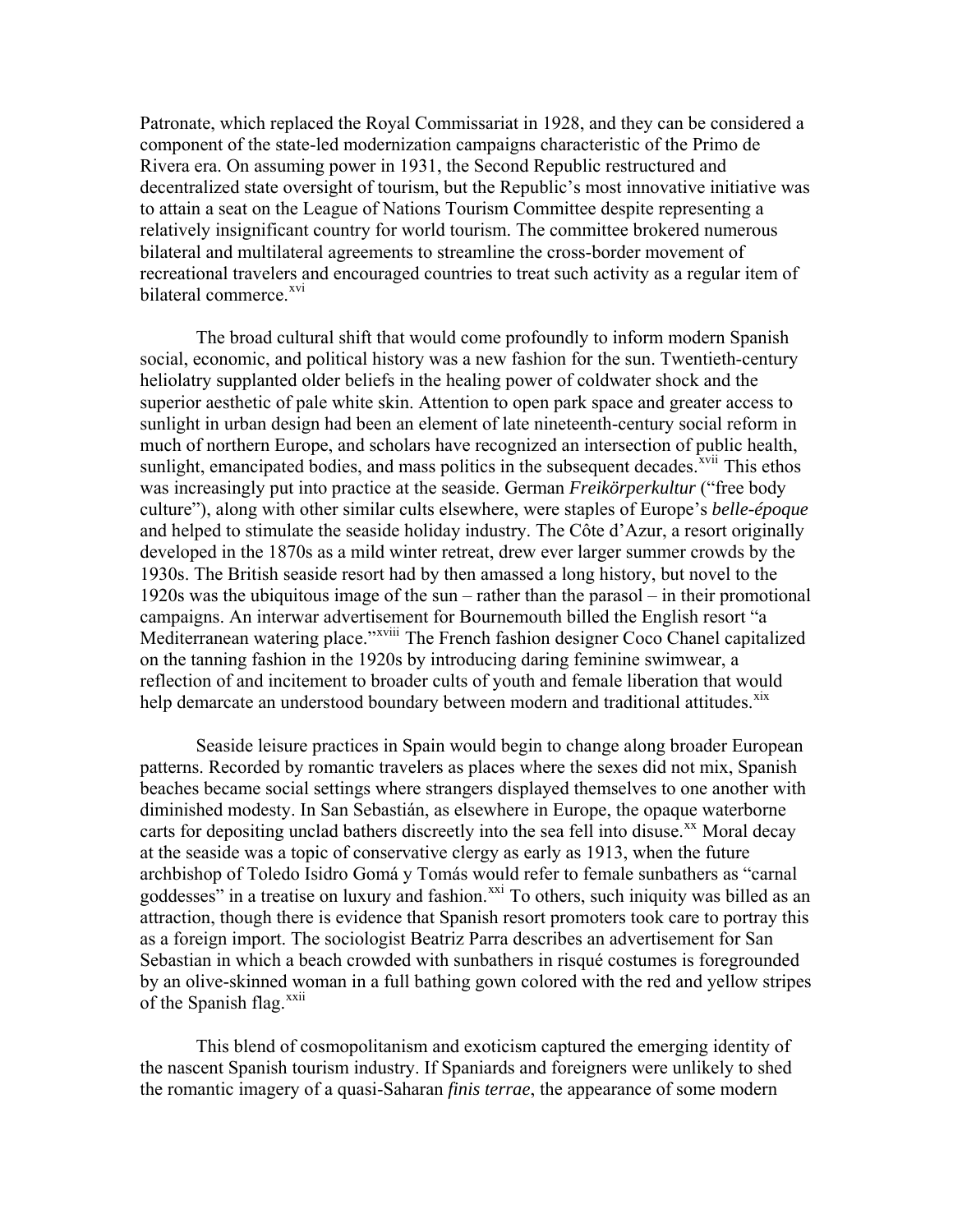Patronate, which replaced the Royal Commissariat in 1928, and they can be considered a component of the state-led modernization campaigns characteristic of the Primo de Rivera era. On assuming power in 1931, the Second Republic restructured and decentralized state oversight of tourism, but the Republic's most innovative initiative was to attain a seat on the League of Nations Tourism Committee despite representing a relatively insignificant country for world tourism. The committee brokered numerous bilateral and multilateral agreements to streamline the cross-border movement of recreational travelers and encouraged countries to treat such activity as a regular item of bilateral commerce.[xvi]

The broad cultural shift that would come profoundly to inform modern Spanish social, economic, and political history was a new fashion for the sun. Twentieth-century heliolatry supplanted older beliefs in the healing power of coldwater shock and the superior aesthetic of pale white skin. Attention to open park space and greater access to sunlight in urban design had been an element of late nineteenth-century social reform in much of northern Europe, and scholars have recognized an intersection of public health, sunlight, emancipated bodies, and mass politics in the subsequent decades.[xvii] This ethos was increasingly put into practice at the seaside. German *Freikörperkultur* ("free body culture"), along with other similar cults elsewhere, were staples of Europe's *belle-époque* and helped to stimulate the seaside holiday industry. The Côte d'Azur, a resort originally developed in the 1870s as a mild winter retreat, drew ever larger summer crowds by the 1930s. The British seaside resort had by then amassed a long history, but novel to the 1920s was the ubiquitous image of the sun – rather than the parasol – in their promotional campaigns. An interwar advertisement for Bournemouth billed the English resort "a Mediterranean watering place."[xviii] The French fashion designer Coco Chanel capitalized on the tanning fashion in the 1920s by introducing daring feminine swimwear, a reflection of and incitement to broader cults of youth and female liberation that would help demarcate an understood boundary between modern and traditional attitudes.[xix]

Seaside leisure practices in Spain would begin to change along broader European patterns. Recorded by romantic travelers as places where the sexes did not mix, Spanish beaches became social settings where strangers displayed themselves to one another with diminished modesty. In San Sebastián, as elsewhere in Europe, the opaque waterborne carts for depositing unclad bathers discreetly into the sea fell into disuse.[xx] Moral decay at the seaside was a topic of conservative clergy as early as 1913, when the future archbishop of Toledo Isidro Gomá y Tomás would refer to female sunbathers as "carnal goddesses" in a treatise on luxury and fashion.[xxi] To others, such iniquity was billed as an attraction, though there is evidence that Spanish resort promoters took care to portray this as a foreign import. The sociologist Beatriz Parra describes an advertisement for San Sebastian in which a beach crowded with sunbathers in risqué costumes is foregrounded by an olive-skinned woman in a full bathing gown colored with the red and yellow stripes of the Spanish flag.[xxii]

This blend of cosmopolitanism and exoticism captured the emerging identity of the nascent Spanish tourism industry. If Spaniards and foreigners were unlikely to shed the romantic imagery of a quasi-Saharan *finis terrae*, the appearance of some modern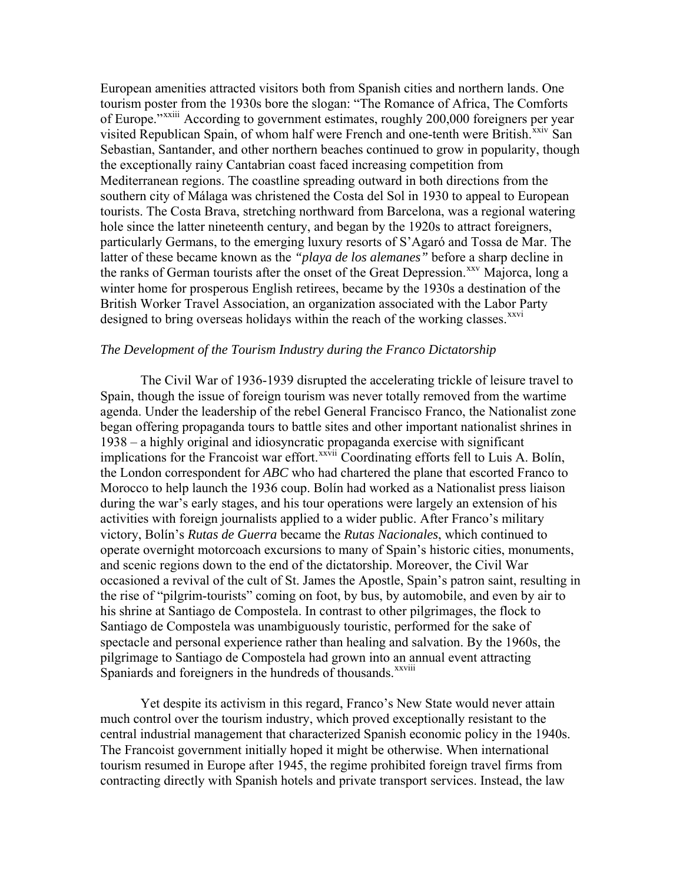European amenities attracted visitors both from Spanish cities and northern lands. One tourism poster from the 1930s bore the slogan: "The Romance of Africa, The Comforts of Europe."[xxiii] According to government estimates, roughly 200,000 foreigners per year visited Republican Spain, of whom half were French and one-tenth were British.[xxiv] San Sebastian, Santander, and other northern beaches continued to grow in popularity, though the exceptionally rainy Cantabrian coast faced increasing competition from Mediterranean regions. The coastline spreading outward in both directions from the southern city of Málaga was christened the Costa del Sol in 1930 to appeal to European tourists. The Costa Brava, stretching northward from Barcelona, was a regional watering hole since the latter nineteenth century, and began by the 1920s to attract foreigners, particularly Germans, to the emerging luxury resorts of S'Agaró and Tossa de Mar. The latter of these became known as the *"playa de los alemanes"* before a sharp decline in the ranks of German tourists after the onset of the Great Depression.[xxv] Majorca, long a winter home for prosperous English retirees, became by the 1930s a destination of the British Worker Travel Association, an organization associated with the Labor Party designed to bring overseas holidays within the reach of the working classes.[xxvi]

*The Development of the Tourism Industry during the Franco Dictatorship*

The Civil War of 1936-1939 disrupted the accelerating trickle of leisure travel to Spain, though the issue of foreign tourism was never totally removed from the wartime agenda. Under the leadership of the rebel General Francisco Franco, the Nationalist zone began offering propaganda tours to battle sites and other important nationalist shrines in 1938 – a highly original and idiosyncratic propaganda exercise with significant implications for the Francoist war effort.[xxvii] Coordinating efforts fell to Luis A. Bolín, the London correspondent for *ABC* who had chartered the plane that escorted Franco to Morocco to help launch the 1936 coup. Bolín had worked as a Nationalist press liaison during the war's early stages, and his tour operations were largely an extension of his activities with foreign journalists applied to a wider public. After Franco's military victory, Bolín's *Rutas de Guerra* became the *Rutas Nacionales*, which continued to operate overnight motorcoach excursions to many of Spain's historic cities, monuments, and scenic regions down to the end of the dictatorship. Moreover, the Civil War occasioned a revival of the cult of St. James the Apostle, Spain's patron saint, resulting in the rise of "pilgrim-tourists" coming on foot, by bus, by automobile, and even by air to his shrine at Santiago de Compostela. In contrast to other pilgrimages, the flock to Santiago de Compostela was unambiguously touristic, performed for the sake of spectacle and personal experience rather than healing and salvation. By the 1960s, the pilgrimage to Santiago de Compostela had grown into an annual event attracting Spaniards and foreigners in the hundreds of thousands.[xxviii]

Yet despite its activism in this regard, Franco's New State would never attain much control over the tourism industry, which proved exceptionally resistant to the central industrial management that characterized Spanish economic policy in the 1940s. The Francoist government initially hoped it might be otherwise. When international tourism resumed in Europe after 1945, the regime prohibited foreign travel firms from contracting directly with Spanish hotels and private transport services. Instead, the law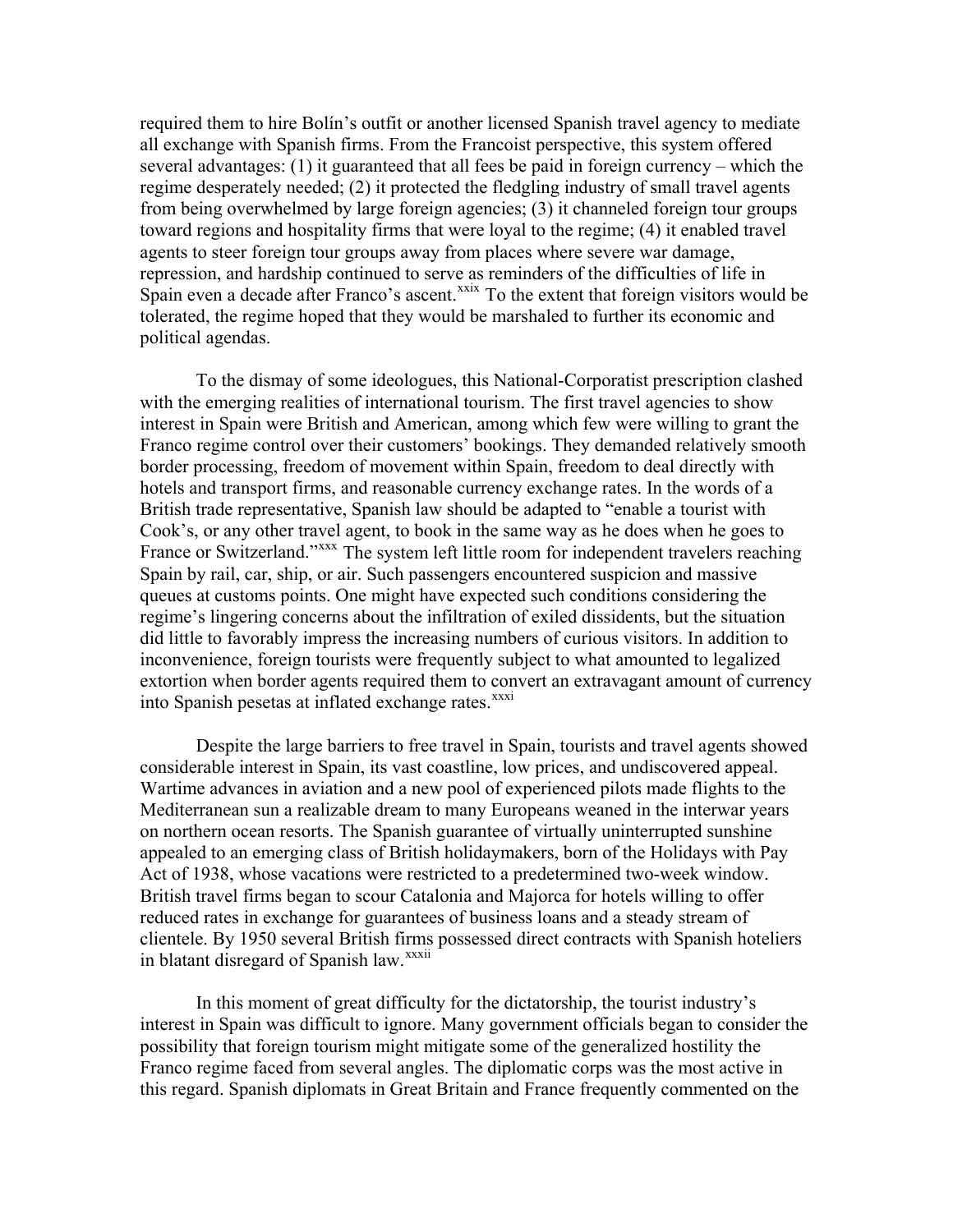required them to hire Bolín's outfit or another licensed Spanish travel agency to mediate all exchange with Spanish firms. From the Francoist perspective, this system offered several advantages: (1) it guaranteed that all fees be paid in foreign currency – which the regime desperately needed; (2) it protected the fledgling industry of small travel agents from being overwhelmed by large foreign agencies; (3) it channeled foreign tour groups toward regions and hospitality firms that were loyal to the regime; (4) it enabled travel agents to steer foreign tour groups away from places where severe war damage, repression, and hardship continued to serve as reminders of the difficulties of life in Spain even a decade after Franco's ascent.[xxix] To the extent that foreign visitors would be tolerated, the regime hoped that they would be marshaled to further its economic and political agendas.

To the dismay of some ideologues, this National-Corporatist prescription clashed with the emerging realities of international tourism. The first travel agencies to show interest in Spain were British and American, among which few were willing to grant the Franco regime control over their customers' bookings. They demanded relatively smooth border processing, freedom of movement within Spain, freedom to deal directly with hotels and transport firms, and reasonable currency exchange rates. In the words of a British trade representative, Spanish law should be adapted to "enable a tourist with Cook's, or any other travel agent, to book in the same way as he does when he goes to France or Switzerland."[xxx] The system left little room for independent travelers reaching Spain by rail, car, ship, or air. Such passengers encountered suspicion and massive queues at customs points. One might have expected such conditions considering the regime's lingering concerns about the infiltration of exiled dissidents, but the situation did little to favorably impress the increasing numbers of curious visitors. In addition to inconvenience, foreign tourists were frequently subject to what amounted to legalized extortion when border agents required them to convert an extravagant amount of currency into Spanish pesetas at inflated exchange rates.[xxxi]

Despite the large barriers to free travel in Spain, tourists and travel agents showed considerable interest in Spain, its vast coastline, low prices, and undiscovered appeal. Wartime advances in aviation and a new pool of experienced pilots made flights to the Mediterranean sun a realizable dream to many Europeans weaned in the interwar years on northern ocean resorts. The Spanish guarantee of virtually uninterrupted sunshine appealed to an emerging class of British holidaymakers, born of the Holidays with Pay Act of 1938, whose vacations were restricted to a predetermined two-week window. British travel firms began to scour Catalonia and Majorca for hotels willing to offer reduced rates in exchange for guarantees of business loans and a steady stream of clientele. By 1950 several British firms possessed direct contracts with Spanish hoteliers in blatant disregard of Spanish law.[xxxii]

In this moment of great difficulty for the dictatorship, the tourist industry's interest in Spain was difficult to ignore. Many government officials began to consider the possibility that foreign tourism might mitigate some of the generalized hostility the Franco regime faced from several angles. The diplomatic corps was the most active in this regard. Spanish diplomats in Great Britain and France frequently commented on the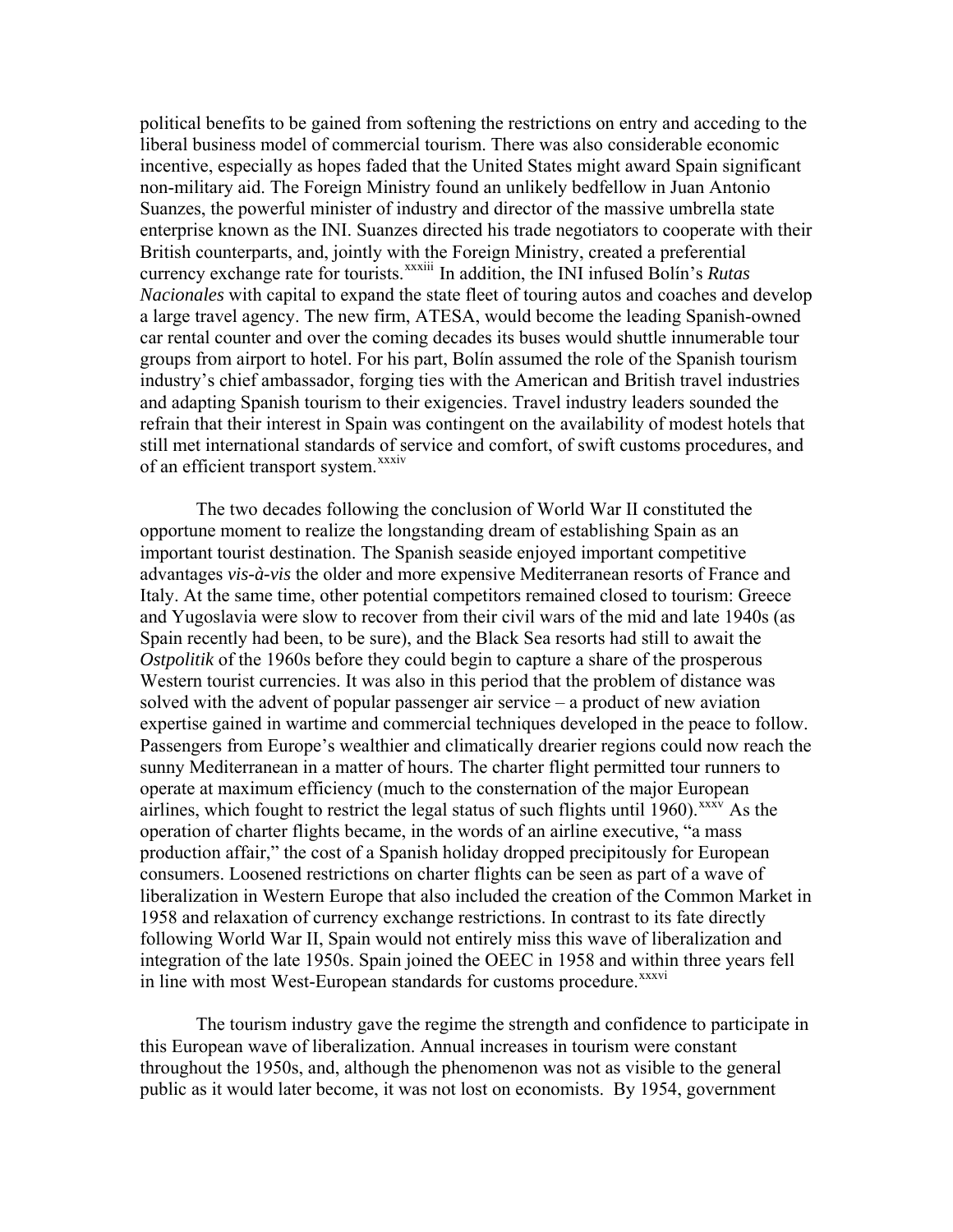political benefits to be gained from softening the restrictions on entry and acceding to the liberal business model of commercial tourism. There was also considerable economic incentive, especially as hopes faded that the United States might award Spain significant non-military aid. The Foreign Ministry found an unlikely bedfellow in Juan Antonio Suanzes, the powerful minister of industry and director of the massive umbrella state enterprise known as the INI. Suanzes directed his trade negotiators to cooperate with their British counterparts, and, jointly with the Foreign Ministry, created a preferential currency exchange rate for tourists.[xxxiii] In addition, the INI infused Bolín's *Rutas Nacionales* with capital to expand the state fleet of touring autos and coaches and develop a large travel agency. The new firm, ATESA, would become the leading Spanish-owned car rental counter and over the coming decades its buses would shuttle innumerable tour groups from airport to hotel. For his part, Bolín assumed the role of the Spanish tourism industry's chief ambassador, forging ties with the American and British travel industries and adapting Spanish tourism to their exigencies. Travel industry leaders sounded the refrain that their interest in Spain was contingent on the availability of modest hotels that still met international standards of service and comfort, of swift customs procedures, and of an efficient transport system.[xxxiv]

The two decades following the conclusion of World War II constituted the opportune moment to realize the longstanding dream of establishing Spain as an important tourist destination. The Spanish seaside enjoyed important competitive advantages *vis-à-vis* the older and more expensive Mediterranean resorts of France and Italy. At the same time, other potential competitors remained closed to tourism: Greece and Yugoslavia were slow to recover from their civil wars of the mid and late 1940s (as Spain recently had been, to be sure), and the Black Sea resorts had still to await the *Ostpolitik* of the 1960s before they could begin to capture a share of the prosperous Western tourist currencies. It was also in this period that the problem of distance was solved with the advent of popular passenger air service – a product of new aviation expertise gained in wartime and commercial techniques developed in the peace to follow. Passengers from Europe's wealthier and climatically drearier regions could now reach the sunny Mediterranean in a matter of hours. The charter flight permitted tour runners to operate at maximum efficiency (much to the consternation of the major European airlines, which fought to restrict the legal status of such flights until 1960).[xxxv] As the operation of charter flights became, in the words of an airline executive, "a mass production affair," the cost of a Spanish holiday dropped precipitously for European consumers. Loosened restrictions on charter flights can be seen as part of a wave of liberalization in Western Europe that also included the creation of the Common Market in 1958 and relaxation of currency exchange restrictions. In contrast to its fate directly following World War II, Spain would not entirely miss this wave of liberalization and integration of the late 1950s. Spain joined the OEEC in 1958 and within three years fell in line with most West-European standards for customs procedure.[xxxvi]

The tourism industry gave the regime the strength and confidence to participate in this European wave of liberalization. Annual increases in tourism were constant throughout the 1950s, and, although the phenomenon was not as visible to the general public as it would later become, it was not lost on economists. By 1954, government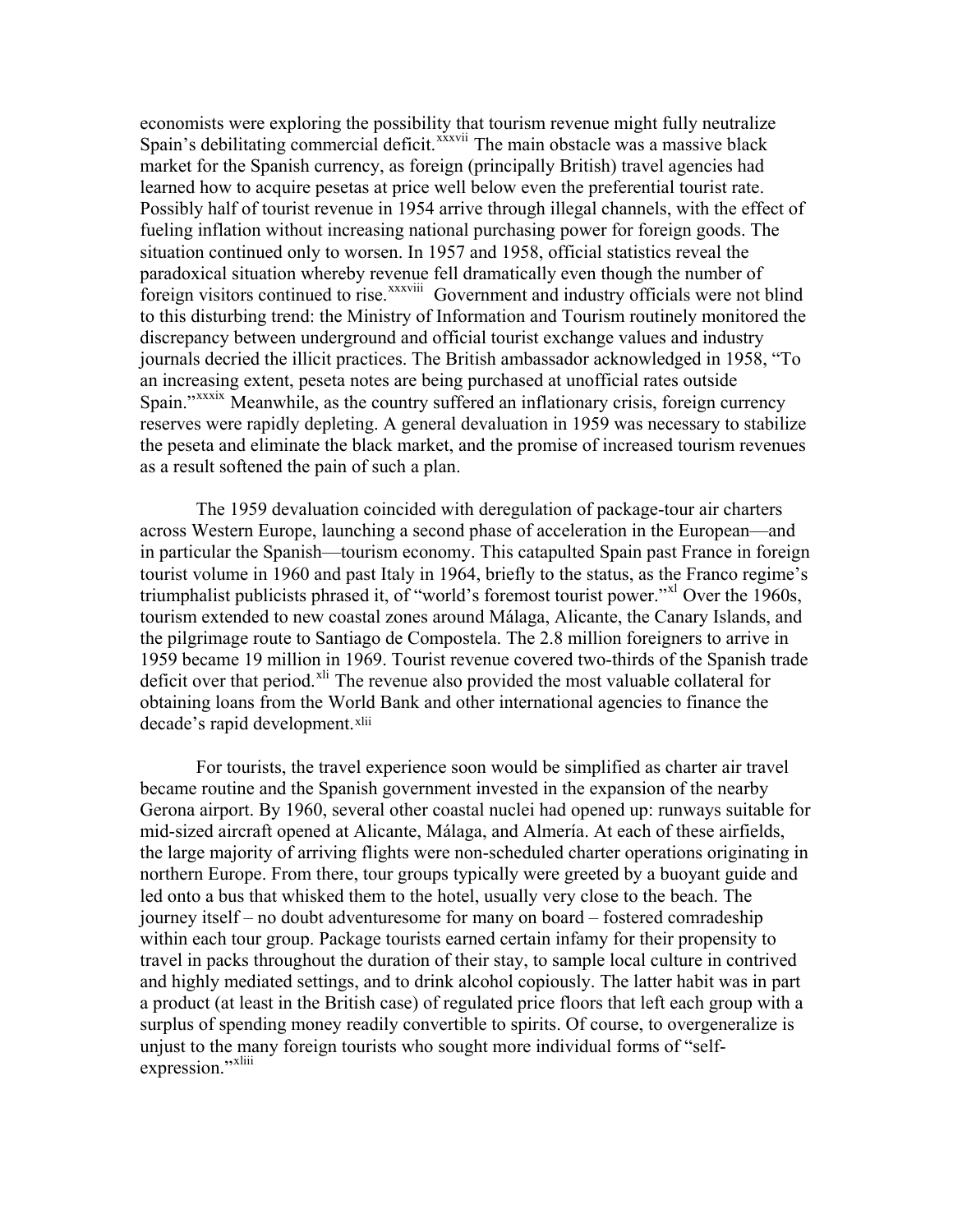economists were exploring the possibility that tourism revenue might fully neutralize Spain's debilitating commercial deficit.[xxxvii] The main obstacle was a massive black market for the Spanish currency, as foreign (principally British) travel agencies had learned how to acquire pesetas at price well below even the preferential tourist rate. Possibly half of tourist revenue in 1954 arrive through illegal channels, with the effect of fueling inflation without increasing national purchasing power for foreign goods. The situation continued only to worsen. In 1957 and 1958, official statistics reveal the paradoxical situation whereby revenue fell dramatically even though the number of foreign visitors continued to rise.[xxxviii] Government and industry officials were not blind to this disturbing trend: the Ministry of Information and Tourism routinely monitored the discrepancy between underground and official tourist exchange values and industry journals decried the illicit practices. The British ambassador acknowledged in 1958, "To an increasing extent, peseta notes are being purchased at unofficial rates outside Spain."[xxxix] Meanwhile, as the country suffered an inflationary crisis, foreign currency reserves were rapidly depleting. A general devaluation in 1959 was necessary to stabilize the peseta and eliminate the black market, and the promise of increased tourism revenues as a result softened the pain of such a plan.

The 1959 devaluation coincided with deregulation of package-tour air charters across Western Europe, launching a second phase of acceleration in the European—and in particular the Spanish—tourism economy. This catapulted Spain past France in foreign tourist volume in 1960 and past Italy in 1964, briefly to the status, as the Franco regime's triumphalist publicists phrased it, of "world's foremost tourist power."[xl] Over the 1960s, tourism extended to new coastal zones around Málaga, Alicante, the Canary Islands, and the pilgrimage route to Santiago de Compostela. The 2.8 million foreigners to arrive in 1959 became 19 million in 1969. Tourist revenue covered two-thirds of the Spanish trade deficit over that period.[xli] The revenue also provided the most valuable collateral for obtaining loans from the World Bank and other international agencies to finance the decade's rapid development.[xlii]

For tourists, the travel experience soon would be simplified as charter air travel became routine and the Spanish government invested in the expansion of the nearby Gerona airport. By 1960, several other coastal nuclei had opened up: runways suitable for mid-sized aircraft opened at Alicante, Málaga, and Almería. At each of these airfields, the large majority of arriving flights were non-scheduled charter operations originating in northern Europe. From there, tour groups typically were greeted by a buoyant guide and led onto a bus that whisked them to the hotel, usually very close to the beach. The journey itself – no doubt adventuresome for many on board – fostered comradeship within each tour group. Package tourists earned certain infamy for their propensity to travel in packs throughout the duration of their stay, to sample local culture in contrived and highly mediated settings, and to drink alcohol copiously. The latter habit was in part a product (at least in the British case) of regulated price floors that left each group with a surplus of spending money readily convertible to spirits. Of course, to overgeneralize is unjust to the many foreign tourists who sought more individual forms of "self-expression."[xliii]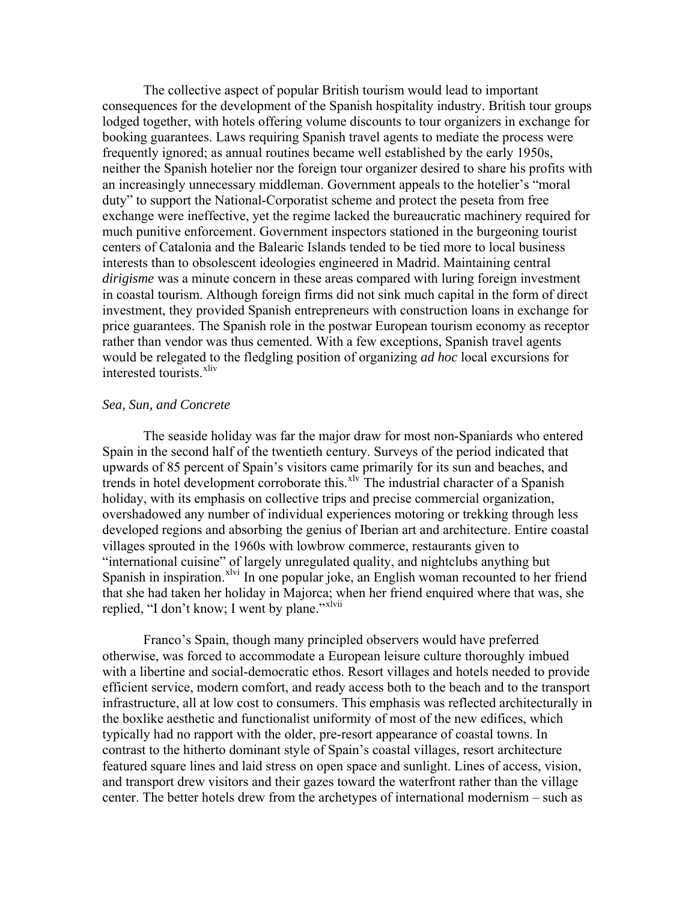The collective aspect of popular British tourism would lead to important consequences for the development of the Spanish hospitality industry. British tour groups lodged together, with hotels offering volume discounts to tour organizers in exchange for booking guarantees. Laws requiring Spanish travel agents to mediate the process were frequently ignored; as annual routines became well established by the early 1950s, neither the Spanish hotelier nor the foreign tour organizer desired to share his profits with an increasingly unnecessary middleman. Government appeals to the hotelier's "moral duty" to support the National-Corporatist scheme and protect the peseta from free exchange were ineffective, yet the regime lacked the bureaucratic machinery required for much punitive enforcement. Government inspectors stationed in the burgeoning tourist centers of Catalonia and the Balearic Islands tended to be tied more to local business interests than to obsolescent ideologies engineered in Madrid. Maintaining central *dirigisme* was a minute concern in these areas compared with luring foreign investment in coastal tourism. Although foreign firms did not sink much capital in the form of direct investment, they provided Spanish entrepreneurs with construction loans in exchange for price guarantees. The Spanish role in the postwar European tourism economy as receptor rather than vendor was thus cemented. With a few exceptions, Spanish travel agents would be relegated to the fledgling position of organizing *ad hoc* local excursions for interested tourists.[xliv]

*Sea, Sun, and Concrete*

The seaside holiday was far the major draw for most non-Spaniards who entered Spain in the second half of the twentieth century. Surveys of the period indicated that upwards of 85 percent of Spain's visitors came primarily for its sun and beaches, and trends in hotel development corroborate this.[xlv] The industrial character of a Spanish holiday, with its emphasis on collective trips and precise commercial organization, overshadowed any number of individual experiences motoring or trekking through less developed regions and absorbing the genius of Iberian art and architecture. Entire coastal villages sprouted in the 1960s with lowbrow commerce, restaurants given to "international cuisine" of largely unregulated quality, and nightclubs anything but Spanish in inspiration.[xlvi] In one popular joke, an English woman recounted to her friend that she had taken her holiday in Majorca; when her friend enquired where that was, she replied, "I don't know; I went by plane."[xlvii]

Franco's Spain, though many principled observers would have preferred otherwise, was forced to accommodate a European leisure culture thoroughly imbued with a libertine and social-democratic ethos. Resort villages and hotels needed to provide efficient service, modern comfort, and ready access both to the beach and to the transport infrastructure, all at low cost to consumers. This emphasis was reflected architecturally in the boxlike aesthetic and functionalist uniformity of most of the new edifices, which typically had no rapport with the older, pre-resort appearance of coastal towns. In contrast to the hitherto dominant style of Spain's coastal villages, resort architecture featured square lines and laid stress on open space and sunlight. Lines of access, vision, and transport drew visitors and their gazes toward the waterfront rather than the village center. The better hotels drew from the archetypes of international modernism – such as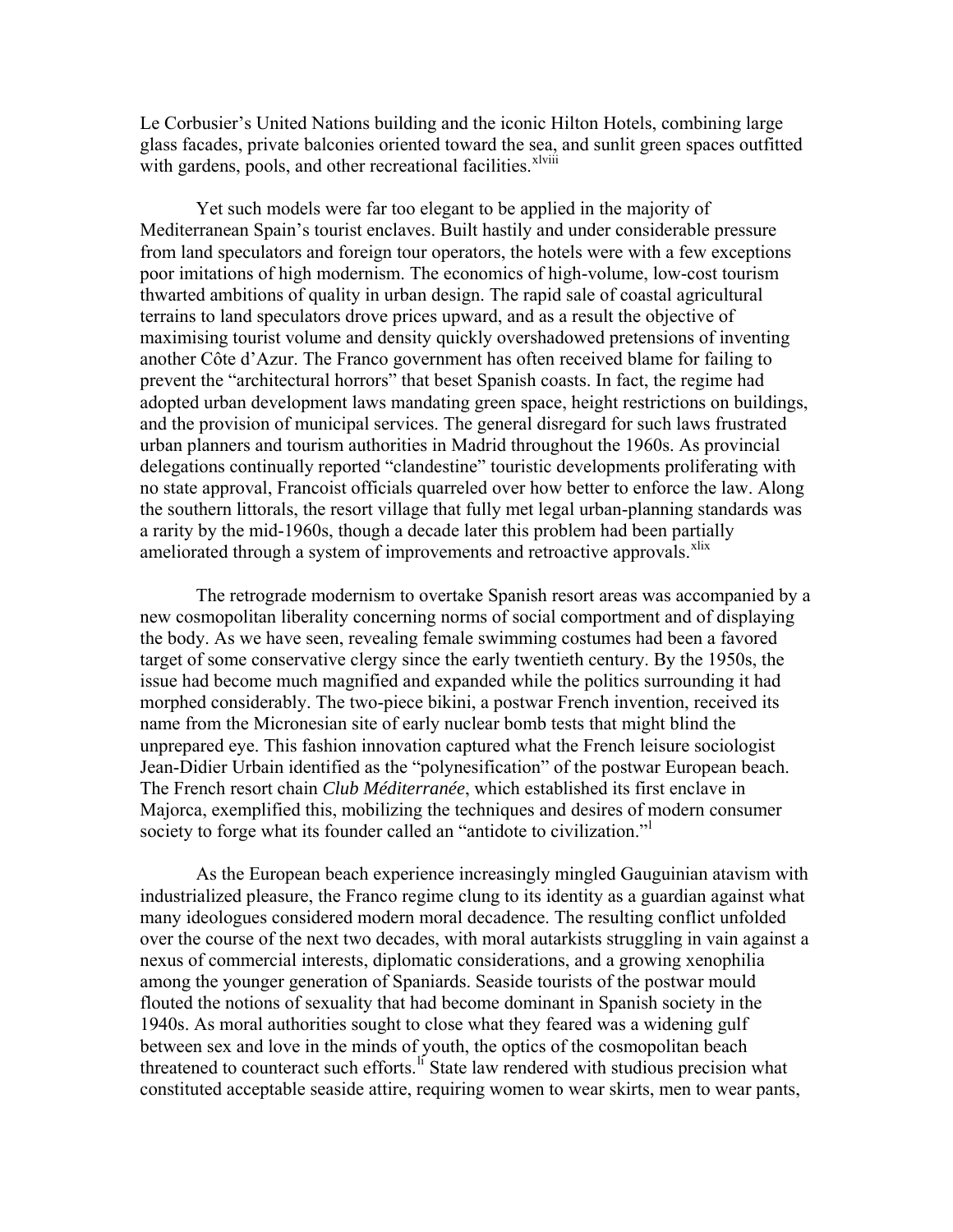Le Corbusier's United Nations building and the iconic Hilton Hotels, combining large glass facades, private balconies oriented toward the sea, and sunlit green spaces outfitted with gardens, pools, and other recreational facilities.[xlviii]

Yet such models were far too elegant to be applied in the majority of Mediterranean Spain's tourist enclaves. Built hastily and under considerable pressure from land speculators and foreign tour operators, the hotels were with a few exceptions poor imitations of high modernism. The economics of high-volume, low-cost tourism thwarted ambitions of quality in urban design. The rapid sale of coastal agricultural terrains to land speculators drove prices upward, and as a result the objective of maximising tourist volume and density quickly overshadowed pretensions of inventing another Côte d'Azur. The Franco government has often received blame for failing to prevent the "architectural horrors" that beset Spanish coasts. In fact, the regime had adopted urban development laws mandating green space, height restrictions on buildings, and the provision of municipal services. The general disregard for such laws frustrated urban planners and tourism authorities in Madrid throughout the 1960s. As provincial delegations continually reported "clandestine" touristic developments proliferating with no state approval, Francoist officials quarreled over how better to enforce the law. Along the southern littorals, the resort village that fully met legal urban-planning standards was a rarity by the mid-1960s, though a decade later this problem had been partially ameliorated through a system of improvements and retroactive approvals.[xlix]

The retrograde modernism to overtake Spanish resort areas was accompanied by a new cosmopolitan liberality concerning norms of social comportment and of displaying the body. As we have seen, revealing female swimming costumes had been a favored target of some conservative clergy since the early twentieth century. By the 1950s, the issue had become much magnified and expanded while the politics surrounding it had morphed considerably. The two-piece bikini, a postwar French invention, received its name from the Micronesian site of early nuclear bomb tests that might blind the unprepared eye. This fashion innovation captured what the French leisure sociologist Jean-Didier Urbain identified as the "polynesification" of the postwar European beach. The French resort chain *Club Méditerranée*, which established its first enclave in Majorca, exemplified this, mobilizing the techniques and desires of modern consumer society to forge what its founder called an "antidote to civilization."[l]

As the European beach experience increasingly mingled Gauguinian atavism with industrialized pleasure, the Franco regime clung to its identity as a guardian against what many ideologues considered modern moral decadence. The resulting conflict unfolded over the course of the next two decades, with moral autarkists struggling in vain against a nexus of commercial interests, diplomatic considerations, and a growing xenophilia among the younger generation of Spaniards. Seaside tourists of the postwar mould flouted the notions of sexuality that had become dominant in Spanish society in the 1940s. As moral authorities sought to close what they feared was a widening gulf between sex and love in the minds of youth, the optics of the cosmopolitan beach threatened to counteract such efforts.[li] State law rendered with studious precision what constituted acceptable seaside attire, requiring women to wear skirts, men to wear pants,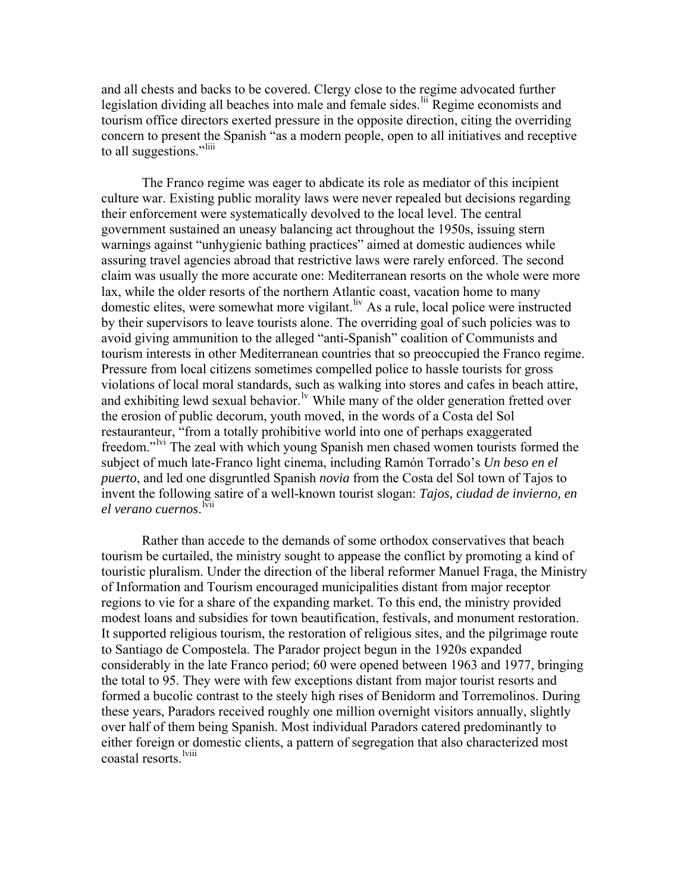and all chests and backs to be covered. Clergy close to the regime advocated further legislation dividing all beaches into male and female sides.[lii] Regime economists and tourism office directors exerted pressure in the opposite direction, citing the overriding concern to present the Spanish "as a modern people, open to all initiatives and receptive to all suggestions."[liii]

The Franco regime was eager to abdicate its role as mediator of this incipient culture war. Existing public morality laws were never repealed but decisions regarding their enforcement were systematically devolved to the local level. The central government sustained an uneasy balancing act throughout the 1950s, issuing stern warnings against "unhygienic bathing practices" aimed at domestic audiences while assuring travel agencies abroad that restrictive laws were rarely enforced. The second claim was usually the more accurate one: Mediterranean resorts on the whole were more lax, while the older resorts of the northern Atlantic coast, vacation home to many domestic elites, were somewhat more vigilant.[liv] As a rule, local police were instructed by their supervisors to leave tourists alone. The overriding goal of such policies was to avoid giving ammunition to the alleged "anti-Spanish" coalition of Communists and tourism interests in other Mediterranean countries that so preoccupied the Franco regime. Pressure from local citizens sometimes compelled police to hassle tourists for gross violations of local moral standards, such as walking into stores and cafes in beach attire, and exhibiting lewd sexual behavior.[lv] While many of the older generation fretted over the erosion of public decorum, youth moved, in the words of a Costa del Sol restauranteur, "from a totally prohibitive world into one of perhaps exaggerated freedom."[lvi] The zeal with which young Spanish men chased women tourists formed the subject of much late-Franco light cinema, including Ramón Torrado's *Un beso en el puerto*, and led one disgruntled Spanish *novia* from the Costa del Sol town of Tajos to invent the following satire of a well-known tourist slogan: *Tajos, ciudad de invierno, en el verano cuernos*.[lvii]

Rather than accede to the demands of some orthodox conservatives that beach tourism be curtailed, the ministry sought to appease the conflict by promoting a kind of touristic pluralism. Under the direction of the liberal reformer Manuel Fraga, the Ministry of Information and Tourism encouraged municipalities distant from major receptor regions to vie for a share of the expanding market. To this end, the ministry provided modest loans and subsidies for town beautification, festivals, and monument restoration. It supported religious tourism, the restoration of religious sites, and the pilgrimage route to Santiago de Compostela. The Parador project begun in the 1920s expanded considerably in the late Franco period; 60 were opened between 1963 and 1977, bringing the total to 95. They were with few exceptions distant from major tourist resorts and formed a bucolic contrast to the steely high rises of Benidorm and Torremolinos. During these years, Paradors received roughly one million overnight visitors annually, slightly over half of them being Spanish. Most individual Paradors catered predominantly to either foreign or domestic clients, a pattern of segregation that also characterized most coastal resorts.[lviii]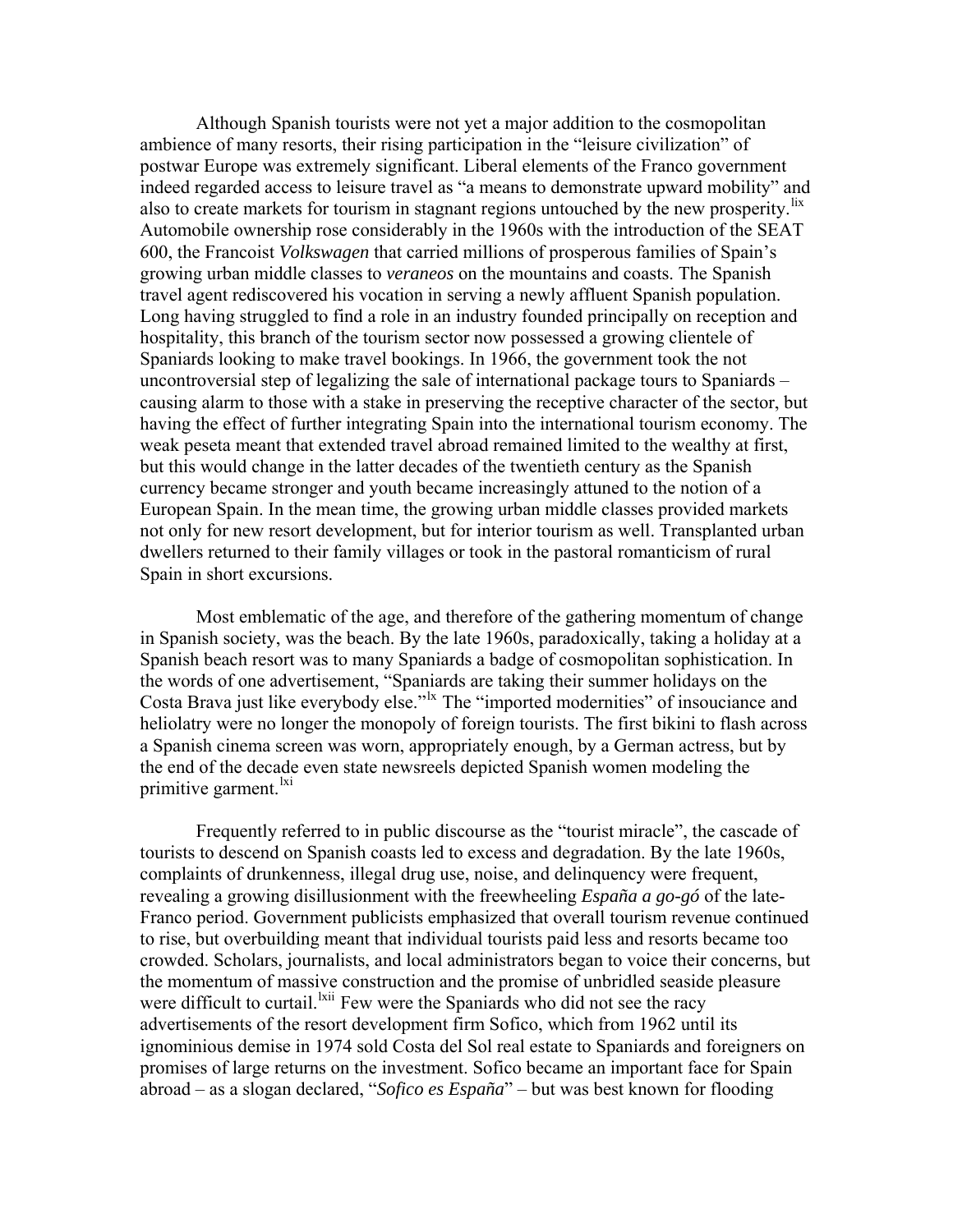Although Spanish tourists were not yet a major addition to the cosmopolitan ambience of many resorts, their rising participation in the "leisure civilization" of postwar Europe was extremely significant. Liberal elements of the Franco government indeed regarded access to leisure travel as "a means to demonstrate upward mobility" and also to create markets for tourism in stagnant regions untouched by the new prosperity.[lix] Automobile ownership rose considerably in the 1960s with the introduction of the SEAT 600, the Francoist *Volkswagen* that carried millions of prosperous families of Spain's growing urban middle classes to *veraneos* on the mountains and coasts. The Spanish travel agent rediscovered his vocation in serving a newly affluent Spanish population. Long having struggled to find a role in an industry founded principally on reception and hospitality, this branch of the tourism sector now possessed a growing clientele of Spaniards looking to make travel bookings. In 1966, the government took the not uncontroversial step of legalizing the sale of international package tours to Spaniards – causing alarm to those with a stake in preserving the receptive character of the sector, but having the effect of further integrating Spain into the international tourism economy. The weak peseta meant that extended travel abroad remained limited to the wealthy at first, but this would change in the latter decades of the twentieth century as the Spanish currency became stronger and youth became increasingly attuned to the notion of a European Spain. In the mean time, the growing urban middle classes provided markets not only for new resort development, but for interior tourism as well. Transplanted urban dwellers returned to their family villages or took in the pastoral romanticism of rural Spain in short excursions.

Most emblematic of the age, and therefore of the gathering momentum of change in Spanish society, was the beach. By the late 1960s, paradoxically, taking a holiday at a Spanish beach resort was to many Spaniards a badge of cosmopolitan sophistication. In the words of one advertisement, "Spaniards are taking their summer holidays on the Costa Brava just like everybody else."[lx] The "imported modernities" of insouciance and heliolatry were no longer the monopoly of foreign tourists. The first bikini to flash across a Spanish cinema screen was worn, appropriately enough, by a German actress, but by the end of the decade even state newsreels depicted Spanish women modeling the primitive garment.[lxi]

Frequently referred to in public discourse as the "tourist miracle", the cascade of tourists to descend on Spanish coasts led to excess and degradation. By the late 1960s, complaints of drunkenness, illegal drug use, noise, and delinquency were frequent, revealing a growing disillusionment with the freewheeling *España a go-gó* of the late-Franco period. Government publicists emphasized that overall tourism revenue continued to rise, but overbuilding meant that individual tourists paid less and resorts became too crowded. Scholars, journalists, and local administrators began to voice their concerns, but the momentum of massive construction and the promise of unbridled seaside pleasure were difficult to curtail.[lxii] Few were the Spaniards who did not see the racy advertisements of the resort development firm Sofico, which from 1962 until its ignominious demise in 1974 sold Costa del Sol real estate to Spaniards and foreigners on promises of large returns on the investment. Sofico became an important face for Spain abroad – as a slogan declared, "*Sofico es España*" – but was best known for flooding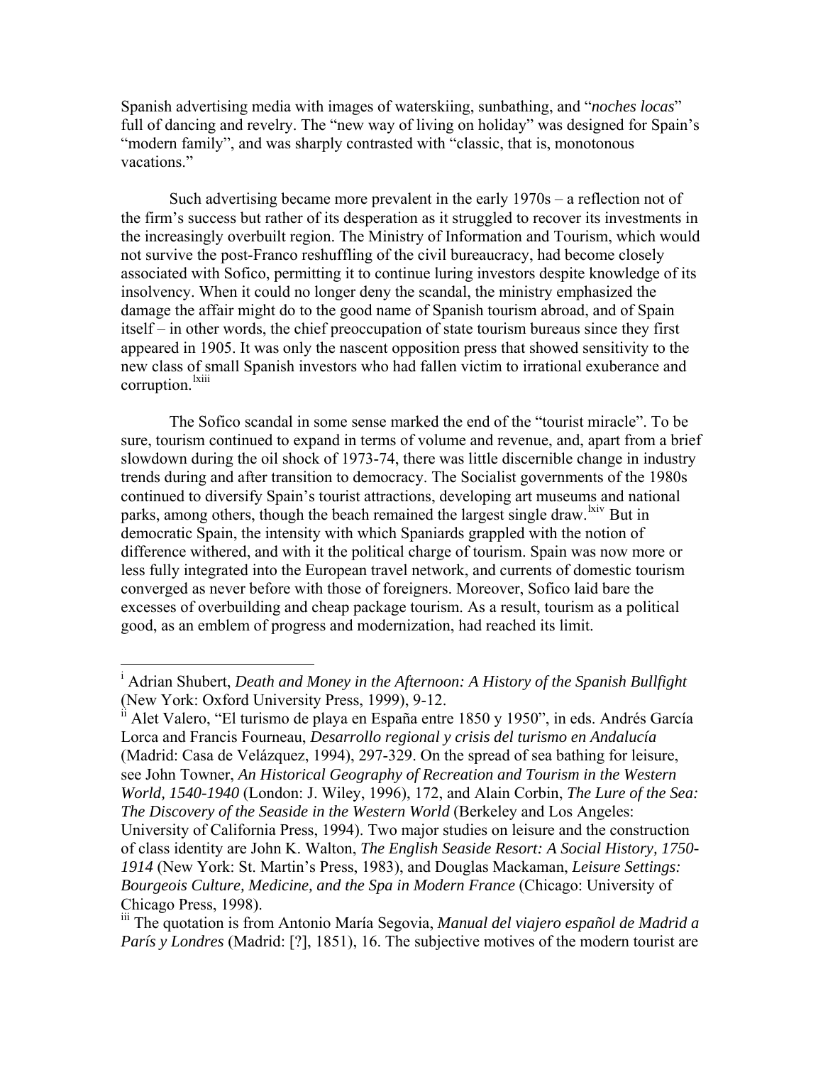Spanish advertising media with images of waterskiing, sunbathing, and "*noches locas*" full of dancing and revelry. The "new way of living on holiday" was designed for Spain's "modern family", and was sharply contrasted with "classic, that is, monotonous vacations."

Such advertising became more prevalent in the early 1970s – a reflection not of the firm's success but rather of its desperation as it struggled to recover its investments in the increasingly overbuilt region. The Ministry of Information and Tourism, which would not survive the post-Franco reshuffling of the civil bureaucracy, had become closely associated with Sofico, permitting it to continue luring investors despite knowledge of its insolvency. When it could no longer deny the scandal, the ministry emphasized the damage the affair might do to the good name of Spanish tourism abroad, and of Spain itself – in other words, the chief preoccupation of state tourism bureaus since they first appeared in 1905. It was only the nascent opposition press that showed sensitivity to the new class of small Spanish investors who had fallen victim to irrational exuberance and corruption.[lxiii]

The Sofico scandal in some sense marked the end of the "tourist miracle". To be sure, tourism continued to expand in terms of volume and revenue, and, apart from a brief slowdown during the oil shock of 1973-74, there was little discernible change in industry trends during and after transition to democracy. The Socialist governments of the 1980s continued to diversify Spain's tourist attractions, developing art museums and national parks, among others, though the beach remained the largest single draw.[lxiv] But in democratic Spain, the intensity with which Spaniards grappled with the notion of difference withered, and with it the political charge of tourism. Spain was now more or less fully integrated into the European travel network, and currents of domestic tourism converged as never before with those of foreigners. Moreover, Sofico laid bare the excesses of overbuilding and cheap package tourism. As a result, tourism as a political good, as an emblem of progress and modernization, had reached its limit.

---

[i] Adrian Shubert, *Death and Money in the Afternoon: A History of the Spanish Bullfight* (New York: Oxford University Press, 1999), 9-12.

[ii] Alet Valero, "El turismo de playa en España entre 1850 y 1950", in eds. Andrés García Lorca and Francis Fourneau, *Desarrollo regional y crisis del turismo en Andalucía* (Madrid: Casa de Velázquez, 1994), 297-329. On the spread of sea bathing for leisure, see John Towner, *An Historical Geography of Recreation and Tourism in the Western World, 1540-1940* (London: J. Wiley, 1996), 172, and Alain Corbin, *The Lure of the Sea: The Discovery of the Seaside in the Western World* (Berkeley and Los Angeles: University of California Press, 1994). Two major studies on leisure and the construction of class identity are John K. Walton, *The English Seaside Resort: A Social History, 1750-1914* (New York: St. Martin's Press, 1983), and Douglas Mackaman, *Leisure Settings: Bourgeois Culture, Medicine, and the Spa in Modern France* (Chicago: University of Chicago Press, 1998).

[iii] The quotation is from Antonio María Segovia, *Manual del viajero español de Madrid a París y Londres* (Madrid: [?], 1851), 16. The subjective motives of the modern tourist are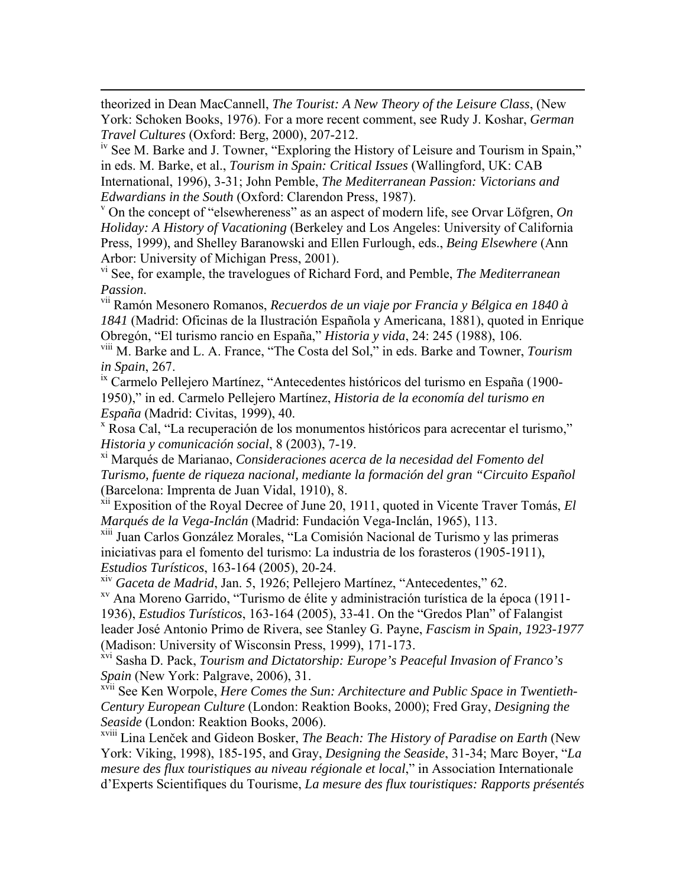theorized in Dean MacCannell, *The Tourist: A New Theory of the Leisure Class*, (New York: Schoken Books, 1976). For a more recent comment, see Rudy J. Koshar, *German Travel Cultures* (Oxford: Berg, 2000), 207-212.

[iv] See M. Barke and J. Towner, "Exploring the History of Leisure and Tourism in Spain," in eds. M. Barke, et al., *Tourism in Spain: Critical Issues* (Wallingford, UK: CAB International, 1996), 3-31; John Pemble, *The Mediterranean Passion: Victorians and Edwardians in the South* (Oxford: Clarendon Press, 1987).

[v] On the concept of "elsewhereness" as an aspect of modern life, see Orvar Löfgren, *On Holiday: A History of Vacationing* (Berkeley and Los Angeles: University of California Press, 1999), and Shelley Baranowski and Ellen Furlough, eds., *Being Elsewhere* (Ann Arbor: University of Michigan Press, 2001).

[vi] See, for example, the travelogues of Richard Ford, and Pemble, *The Mediterranean Passion*.

[vii] Ramón Mesonero Romanos, *Recuerdos de un viaje por Francia y Bélgica en 1840 à 1841* (Madrid: Oficinas de la Ilustración Española y Americana, 1881), quoted in Enrique Obregón, "El turismo rancio en España," *Historia y vida*, 24: 245 (1988), 106.

[viii] M. Barke and L. A. France, "The Costa del Sol," in eds. Barke and Towner, *Tourism in Spain*, 267.

[ix] Carmelo Pellejero Martínez, "Antecedentes históricos del turismo en España (1900-1950)," in ed. Carmelo Pellejero Martínez, *Historia de la economía del turismo en España* (Madrid: Civitas, 1999), 40.

[x] Rosa Cal, "La recuperación de los monumentos históricos para acrecentar el turismo," *Historia y comunicación social*, 8 (2003), 7-19.

[xi] Marqués de Marianao, *Consideraciones acerca de la necesidad del Fomento del Turismo, fuente de riqueza nacional, mediante la formación del gran "Circuito Español* (Barcelona: Imprenta de Juan Vidal, 1910), 8.

[xii] Exposition of the Royal Decree of June 20, 1911, quoted in Vicente Traver Tomás, *El Marqués de la Vega-Inclán* (Madrid: Fundación Vega-Inclán, 1965), 113.

[xiii] Juan Carlos González Morales, "La Comisión Nacional de Turismo y las primeras iniciativas para el fomento del turismo: La industria de los forasteros (1905-1911), *Estudios Turísticos*, 163-164 (2005), 20-24.

[xiv] *Gaceta de Madrid*, Jan. 5, 1926; Pellejero Martínez, "Antecedentes," 62.

[xv] Ana Moreno Garrido, "Turismo de élite y administración turística de la época (1911-1936), *Estudios Turísticos*, 163-164 (2005), 33-41. On the "Gredos Plan" of Falangist leader José Antonio Primo de Rivera, see Stanley G. Payne, *Fascism in Spain, 1923-1977* (Madison: University of Wisconsin Press, 1999), 171-173.

[xvi] Sasha D. Pack, *Tourism and Dictatorship: Europe's Peaceful Invasion of Franco's Spain* (New York: Palgrave, 2006), 31.

[xvii] See Ken Worpole, *Here Comes the Sun: Architecture and Public Space in Twentieth-Century European Culture* (London: Reaktion Books, 2000); Fred Gray, *Designing the Seaside* (London: Reaktion Books, 2006).

[xviii] Lina Lenček and Gideon Bosker, *The Beach: The History of Paradise on Earth* (New York: Viking, 1998), 185-195, and Gray, *Designing the Seaside*, 31-34; Marc Boyer, "*La mesure des flux touristiques au niveau régionale et local*," in Association Internationale d'Experts Scientifiques du Tourisme, *La mesure des flux touristiques: Rapports présentés*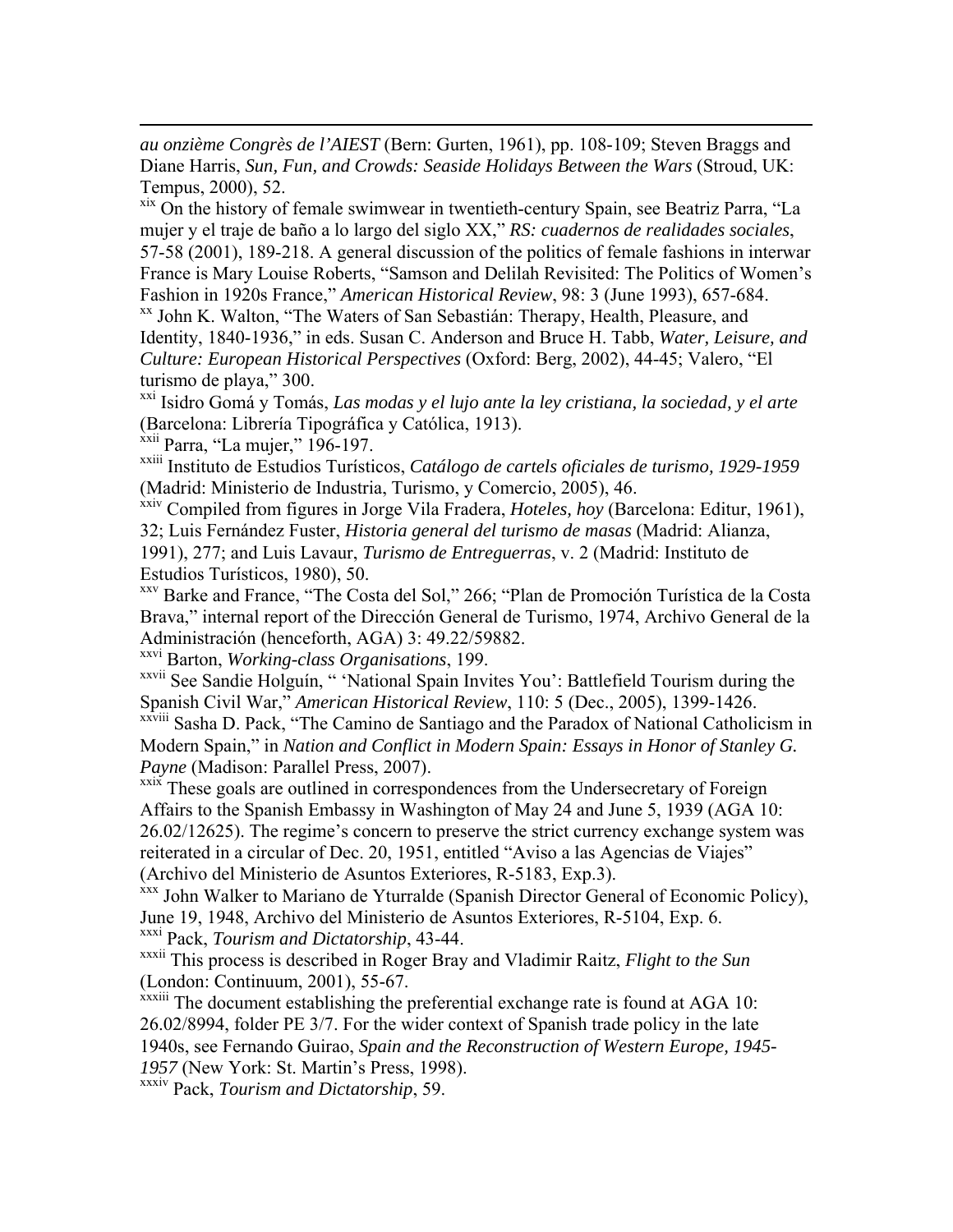*au onzième Congrès de l'AIEST* (Bern: Gurten, 1961), pp. 108-109; Steven Braggs and Diane Harris, *Sun, Fun, and Crowds: Seaside Holidays Between the Wars* (Stroud, UK: Tempus, 2000), 52.

[xix] On the history of female swimwear in twentieth-century Spain, see Beatriz Parra, "La mujer y el traje de baño a lo largo del siglo XX," *RS: cuadernos de realidades sociales*, 57-58 (2001), 189-218. A general discussion of the politics of female fashions in interwar France is Mary Louise Roberts, "Samson and Delilah Revisited: The Politics of Women's Fashion in 1920s France," *American Historical Review*, 98: 3 (June 1993), 657-684.

[xx] John K. Walton, "The Waters of San Sebastián: Therapy, Health, Pleasure, and Identity, 1840-1936," in eds. Susan C. Anderson and Bruce H. Tabb, *Water, Leisure, and Culture: European Historical Perspectives* (Oxford: Berg, 2002), 44-45; Valero, "El turismo de playa," 300.

[xxi] Isidro Gomá y Tomás, *Las modas y el lujo ante la ley cristiana, la sociedad, y el arte* (Barcelona: Librería Tipográfica y Católica, 1913).

[xxii] Parra, "La mujer," 196-197.

[xxiii] Instituto de Estudios Turísticos, *Catálogo de cartels oficiales de turismo, 1929-1959* (Madrid: Ministerio de Industria, Turismo, y Comercio, 2005), 46.

[xxiv] Compiled from figures in Jorge Vila Fradera, *Hoteles, hoy* (Barcelona: Editur, 1961), 32; Luis Fernández Fuster, *Historia general del turismo de masas* (Madrid: Alianza, 1991), 277; and Luis Lavaur, *Turismo de Entreguerras*, v. 2 (Madrid: Instituto de Estudios Turísticos, 1980), 50.

[xxv] Barke and France, "The Costa del Sol," 266; "Plan de Promoción Turística de la Costa Brava," internal report of the Dirección General de Turismo, 1974, Archivo General de la Administración (henceforth, AGA) 3: 49.22/59882.

[xxvi] Barton, *Working-class Organisations*, 199.

[xxvii] See Sandie Holguín, " 'National Spain Invites You': Battlefield Tourism during the Spanish Civil War," *American Historical Review*, 110: 5 (Dec., 2005), 1399-1426.

[xxviii] Sasha D. Pack, "The Camino de Santiago and the Paradox of National Catholicism in Modern Spain," in *Nation and Conflict in Modern Spain: Essays in Honor of Stanley G. Payne* (Madison: Parallel Press, 2007).

[xxix] These goals are outlined in correspondences from the Undersecretary of Foreign Affairs to the Spanish Embassy in Washington of May 24 and June 5, 1939 (AGA 10: 26.02/12625). The regime's concern to preserve the strict currency exchange system was reiterated in a circular of Dec. 20, 1951, entitled "Aviso a las Agencias de Viajes" (Archivo del Ministerio de Asuntos Exteriores, R-5183, Exp.3).

[xxx] John Walker to Mariano de Yturralde (Spanish Director General of Economic Policy), June 19, 1948, Archivo del Ministerio de Asuntos Exteriores, R-5104, Exp. 6.

[xxxi] Pack, *Tourism and Dictatorship*, 43-44.

[xxxii] This process is described in Roger Bray and Vladimir Raitz, *Flight to the Sun* (London: Continuum, 2001), 55-67.

[xxxiii] The document establishing the preferential exchange rate is found at AGA 10: 26.02/8994, folder PE 3/7. For the wider context of Spanish trade policy in the late 1940s, see Fernando Guirao, *Spain and the Reconstruction of Western Europe, 1945-1957* (New York: St. Martin's Press, 1998).

[xxxiv] Pack, *Tourism and Dictatorship*, 59.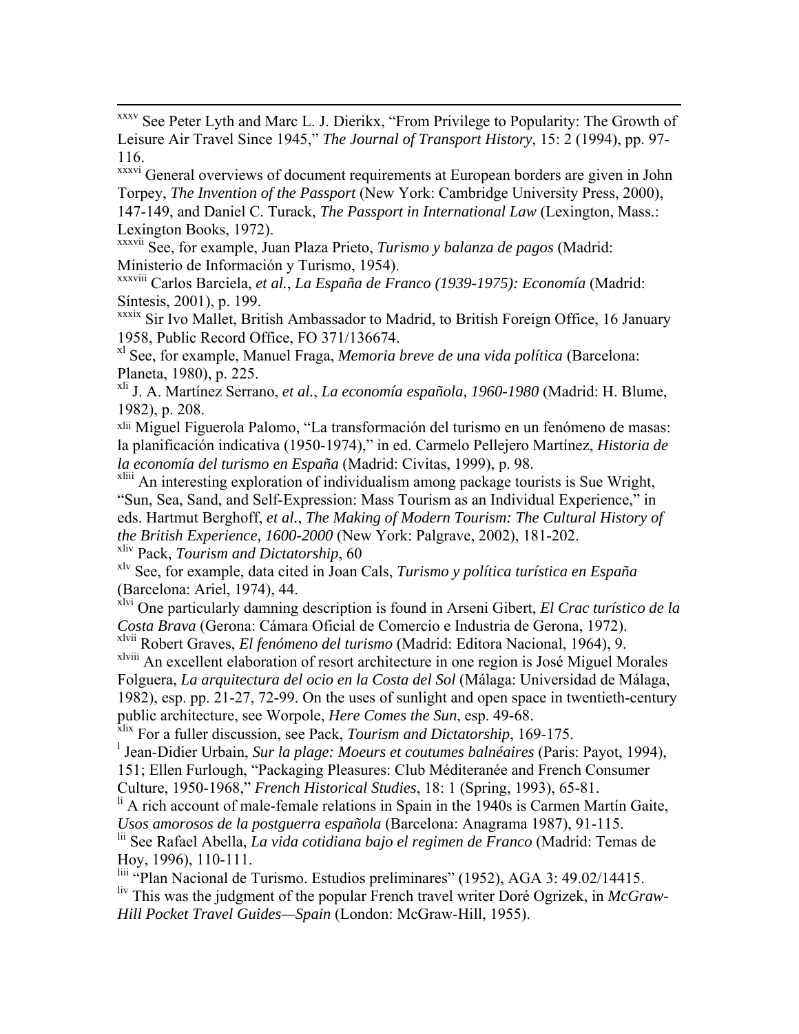[xxxv] See Peter Lyth and Marc L. J. Dierikx, "From Privilege to Popularity: The Growth of Leisure Air Travel Since 1945," *The Journal of Transport History*, 15: 2 (1994), pp. 97-116.

[xxxvi] General overviews of document requirements at European borders are given in John Torpey, *The Invention of the Passport* (New York: Cambridge University Press, 2000), 147-149, and Daniel C. Turack, *The Passport in International Law* (Lexington, Mass.: Lexington Books, 1972).

[xxxvii] See, for example, Juan Plaza Prieto, *Turismo y balanza de pagos* (Madrid: Ministerio de Información y Turismo, 1954).

[xxxviii] Carlos Barciela, *et al.*, *La España de Franco (1939-1975): Economía* (Madrid: Síntesis, 2001), p. 199.

[xxxix] Sir Ivo Mallet, British Ambassador to Madrid, to British Foreign Office, 16 January 1958, Public Record Office, FO 371/136674.

[xl] See, for example, Manuel Fraga, *Memoria breve de una vida política* (Barcelona: Planeta, 1980), p. 225.

[xli] J. A. Martínez Serrano, *et al.*, *La economía española, 1960-1980* (Madrid: H. Blume, 1982), p. 208.

[xlii] Miguel Figuerola Palomo, "La transformación del turismo en un fenómeno de masas: la planificación indicativa (1950-1974)," in ed. Carmelo Pellejero Martínez, *Historia de la economía del turismo en España* (Madrid: Civitas, 1999), p. 98.

[xliii] An interesting exploration of individualism among package tourists is Sue Wright, "Sun, Sea, Sand, and Self-Expression: Mass Tourism as an Individual Experience," in eds. Hartmut Berghoff, *et al.*, *The Making of Modern Tourism: The Cultural History of the British Experience, 1600-2000* (New York: Palgrave, 2002), 181-202.

[xliv] Pack, *Tourism and Dictatorship*, 60

[xlv] See, for example, data cited in Joan Cals, *Turismo y política turística en España* (Barcelona: Ariel, 1974), 44.

[xlvi] One particularly damning description is found in Arseni Gibert, *El Crac turístico de la Costa Brava* (Gerona: Cámara Oficial de Comercio e Industria de Gerona, 1972).

[xlvii] Robert Graves, *El fenómeno del turismo* (Madrid: Editora Nacional, 1964), 9.

[xlviii] An excellent elaboration of resort architecture in one region is José Miguel Morales Folguera, *La arquitectura del ocio en la Costa del Sol* (Málaga: Universidad de Málaga, 1982), esp. pp. 21-27, 72-99. On the uses of sunlight and open space in twentieth-century public architecture, see Worpole, *Here Comes the Sun*, esp. 49-68.

[xlix] For a fuller discussion, see Pack, *Tourism and Dictatorship*, 169-175.

[l] Jean-Didier Urbain, *Sur la plage: Moeurs et coutumes balnéaires* (Paris: Payot, 1994), 151; Ellen Furlough, "Packaging Pleasures: Club Méditeranée and French Consumer Culture, 1950-1968," *French Historical Studies*, 18: 1 (Spring, 1993), 65-81.

[li] A rich account of male-female relations in Spain in the 1940s is Carmen Martín Gaite, *Usos amorosos de la postguerra española* (Barcelona: Anagrama 1987), 91-115.

[lii] See Rafael Abella, *La vida cotidiana bajo el regimen de Franco* (Madrid: Temas de Hoy, 1996), 110-111.

[liii] "Plan Nacional de Turismo. Estudios preliminares" (1952), AGA 3: 49.02/14415.

[liv] This was the judgment of the popular French travel writer Doré Ogrizek, in *McGraw-Hill Pocket Travel Guides—Spain* (London: McGraw-Hill, 1955).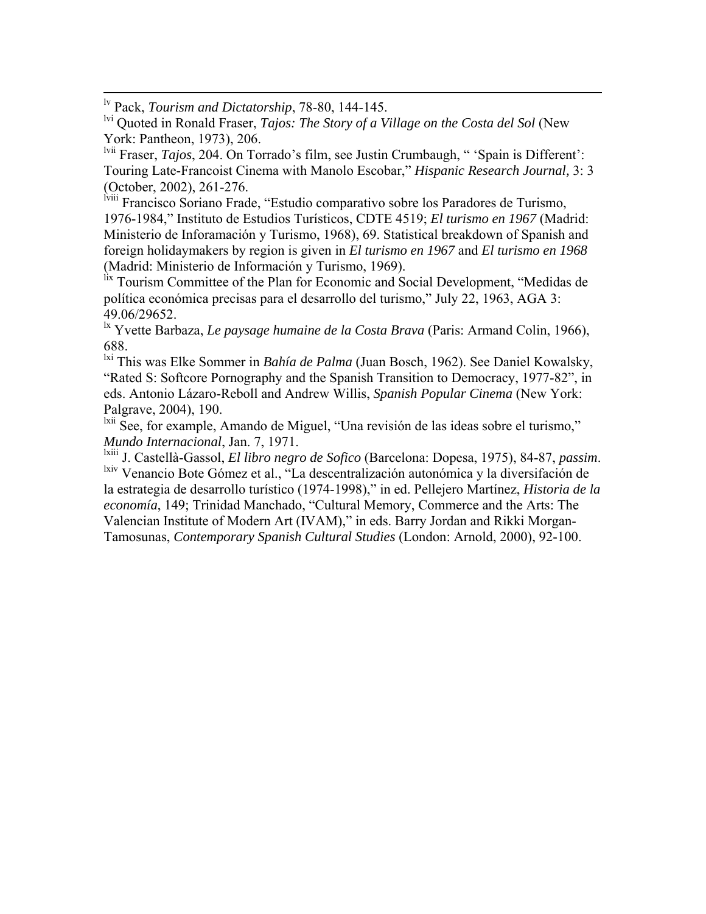[lv] Pack, *Tourism and Dictatorship*, 78-80, 144-145.

[lvi] Quoted in Ronald Fraser, *Tajos: The Story of a Village on the Costa del Sol* (New York: Pantheon, 1973), 206.

[lvii] Fraser, *Tajos*, 204. On Torrado's film, see Justin Crumbaugh, " 'Spain is Different': Touring Late-Francoist Cinema with Manolo Escobar," *Hispanic Research Journal,* 3: 3 (October, 2002), 261-276.

[lviii] Francisco Soriano Frade, "Estudio comparativo sobre los Paradores de Turismo, 1976-1984," Instituto de Estudios Turísticos, CDTE 4519; *El turismo en 1967* (Madrid: Ministerio de Inforamación y Turismo, 1968), 69. Statistical breakdown of Spanish and foreign holidaymakers by region is given in *El turismo en 1967* and *El turismo en 1968* (Madrid: Ministerio de Información y Turismo, 1969).

[lix] Tourism Committee of the Plan for Economic and Social Development, "Medidas de política económica precisas para el desarrollo del turismo," July 22, 1963, AGA 3: 49.06/29652.

[lx] Yvette Barbaza, *Le paysage humaine de la Costa Brava* (Paris: Armand Colin, 1966), 688.

[lxi] This was Elke Sommer in *Bahía de Palma* (Juan Bosch, 1962). See Daniel Kowalsky, "Rated S: Softcore Pornography and the Spanish Transition to Democracy, 1977-82", in eds. Antonio Lázaro-Reboll and Andrew Willis, *Spanish Popular Cinema* (New York: Palgrave, 2004), 190.

[lxii] See, for example, Amando de Miguel, "Una revisión de las ideas sobre el turismo," *Mundo Internacional*, Jan. 7, 1971.

[lxiii] J. Castellà-Gassol, *El libro negro de Sofico* (Barcelona: Dopesa, 1975), 84-87, *passim*.

[lxiv] Venancio Bote Gómez et al., "La descentralización autonómica y la diversifación de la estrategia de desarrollo turístico (1974-1998)," in ed. Pellejero Martínez, *Historia de la economía*, 149; Trinidad Manchado, "Cultural Memory, Commerce and the Arts: The Valencian Institute of Modern Art (IVAM)," in eds. Barry Jordan and Rikki Morgan-Tamosunas, *Contemporary Spanish Cultural Studies* (London: Arnold, 2000), 92-100.